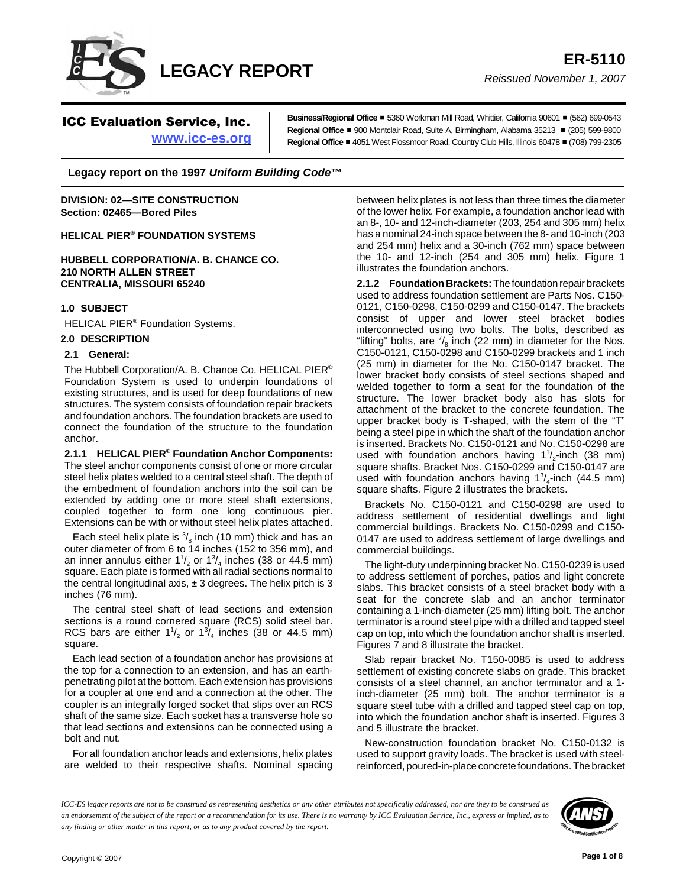# LEGACY REPORT

**ER-5110**

*Reissued November 1, 2007*

**ICC Evaluation Service, Inc.**
www.icc-es.org

**Business/Regional Office** ■ 5360 Workman Mill Road, Whittier, California 90601 ■ (562) 699-0543
**Regional Office** ■ 900 Montclair Road, Suite A, Birmingham, Alabama 35213 ■ (205) 599-9800
**Regional Office** ■ 4051 West Flossmoor Road, Country Club Hills, Illinois 60478 ■ (708) 799-2305

**Legacy report on the 1997 *Uniform Building Code™***

**DIVISION: 02—SITE CONSTRUCTION**
**Section: 02465—Bored Piles**

**HELICAL PIER® FOUNDATION SYSTEMS**

**HUBBELL CORPORATION/A. B. CHANCE CO.**
**210 NORTH ALLEN STREET**
**CENTRALIA, MISSOURI 65240**

## 1.0 SUBJECT

HELICAL PIER® Foundation Systems.

## 2.0 DESCRIPTION

### 2.1 General:

The Hubbell Corporation/A. B. Chance Co. HELICAL PIER® Foundation System is used to underpin foundations of existing structures, and is used for deep foundations of new structures. The system consists of foundation repair brackets and foundation anchors. The foundation brackets are used to connect the foundation of the structure to the foundation anchor.

**2.1.1 HELICAL PIER® Foundation Anchor Components:** The steel anchor components consist of one or more circular steel helix plates welded to a central steel shaft. The depth of the embedment of foundation anchors into the soil can be extended by adding one or more steel shaft extensions, coupled together to form one long continuous pier. Extensions can be with or without steel helix plates attached.

Each steel helix plate is $^3/_8$ inch (10 mm) thick and has an outer diameter of from 6 to 14 inches (152 to 356 mm), and an inner annulus either $1^1/_2$ or $1^3/_4$ inches (38 or 44.5 mm) square. Each plate is formed with all radial sections normal to the central longitudinal axis, ± 3 degrees. The helix pitch is 3 inches (76 mm).

The central steel shaft of lead sections and extension sections is a round cornered square (RCS) solid steel bar. RCS bars are either $1^1/_2$ or $1^3/_4$ inches (38 or 44.5 mm) square.

Each lead section of a foundation anchor has provisions at the top for a connection to an extension, and has an earth-penetrating pilot at the bottom. Each extension has provisions for a coupler at one end and a connection at the other. The coupler is an integrally forged socket that slips over an RCS shaft of the same size. Each socket has a transverse hole so that lead sections and extensions can be connected using a bolt and nut.

For all foundation anchor leads and extensions, helix plates are welded to their respective shafts. Nominal spacing between helix plates is not less than three times the diameter of the lower helix. For example, a foundation anchor lead with an 8-, 10- and 12-inch-diameter (203, 254 and 305 mm) helix has a nominal 24-inch space between the 8- and 10-inch (203 and 254 mm) helix and a 30-inch (762 mm) space between the 10- and 12-inch (254 and 305 mm) helix. Figure 1 illustrates the foundation anchors.

**2.1.2 Foundation Brackets:** The foundation repair brackets used to address foundation settlement are Parts Nos. C150-0121, C150-0298, C150-0299 and C150-0147. The brackets consist of upper and lower steel bracket bodies interconnected using two bolts. The bolts, described as "lifting" bolts, are $^7/_8$ inch (22 mm) in diameter for the Nos. C150-0121, C150-0298 and C150-0299 brackets and 1 inch (25 mm) in diameter for the No. C150-0147 bracket. The lower bracket body consists of steel sections shaped and welded together to form a seat for the foundation of the structure. The lower bracket body also has slots for attachment of the bracket to the concrete foundation. The upper bracket body is T-shaped, with the stem of the "T" being a steel pipe in which the shaft of the foundation anchor is inserted. Brackets No. C150-0121 and No. C150-0298 are used with foundation anchors having $1^1/_2$-inch (38 mm) square shafts. Bracket Nos. C150-0299 and C150-0147 are used with foundation anchors having $1^3/_4$-inch (44.5 mm) square shafts. Figure 2 illustrates the brackets.

Brackets No. C150-0121 and C150-0298 are used to address settlement of residential dwellings and light commercial buildings. Brackets No. C150-0299 and C150-0147 are used to address settlement of large dwellings and commercial buildings.

The light-duty underpinning bracket No. C150-0239 is used to address settlement of porches, patios and light concrete slabs. This bracket consists of a steel bracket body with a seat for the concrete slab and an anchor terminator containing a 1-inch-diameter (25 mm) lifting bolt. The anchor terminator is a round steel pipe with a drilled and tapped steel cap on top, into which the foundation anchor shaft is inserted. Figures 7 and 8 illustrate the bracket.

Slab repair bracket No. T150-0085 is used to address settlement of existing concrete slabs on grade. This bracket consists of a steel channel, an anchor terminator and a 1-inch-diameter (25 mm) bolt. The anchor terminator is a square steel tube with a drilled and tapped steel cap on top, into which the foundation anchor shaft is inserted. Figures 3 and 5 illustrate the bracket.

New-construction foundation bracket No. C150-0132 is used to support gravity loads. The bracket is used with steel-reinforced, poured-in-place concrete foundations. The bracket

*ICC-ES legacy reports are not to be construed as representing aesthetics or any other attributes not specifically addressed, nor are they to be construed as an endorsement of the subject of the report or a recommendation for its use. There is no warranty by ICC Evaluation Service, Inc., express or implied, as to any finding or other matter in this report, or as to any product covered by the report.*

Copyright © 2007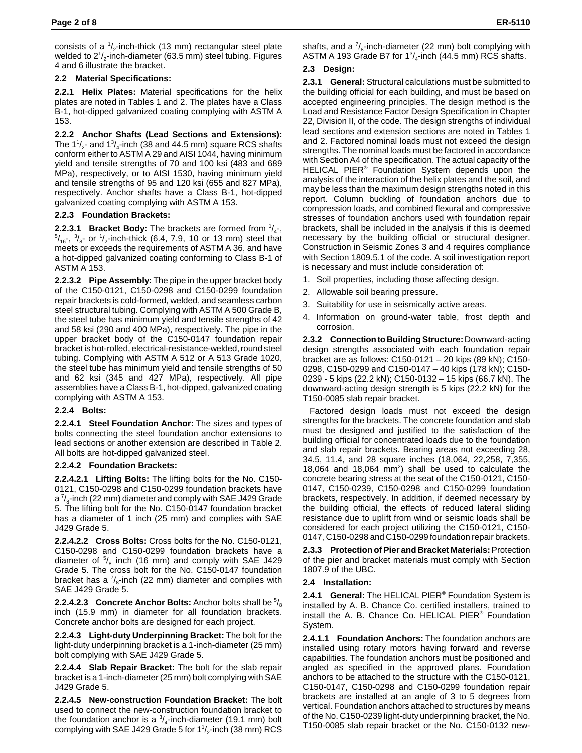consists of a $^1/_2$-inch-thick (13 mm) rectangular steel plate welded to $2^1/_2$-inch-diameter (63.5 mm) steel tubing. Figures 4 and 6 illustrate the bracket.

**2.2 Material Specifications:**

**2.2.1 Helix Plates:** Material specifications for the helix plates are noted in Tables 1 and 2. The plates have a Class B-1, hot-dipped galvanized coating complying with ASTM A 153.

**2.2.2 Anchor Shafts (Lead Sections and Extensions):** The $1^1/_2$- and $1^3/_4$-inch (38 and 44.5 mm) square RCS shafts conform either to ASTM A 29 and AISI 1044, having minimum yield and tensile strengths of 70 and 100 ksi (483 and 689 MPa), respectively, or to AISI 1530, having minimum yield and tensile strengths of 95 and 120 ksi (655 and 827 MPa), respectively. Anchor shafts have a Class B-1, hot-dipped galvanized coating complying with ASTM A 153.

**2.2.3 Foundation Brackets:**

**2.2.3.1 Bracket Body:** The brackets are formed from $^1/_4$-, $^5/_{16}$-, $^3/_8$- or $^1/_2$-inch-thick (6.4, 7.9, 10 or 13 mm) steel that meets or exceeds the requirements of ASTM A 36, and have a hot-dipped galvanized coating conforming to Class B-1 of ASTM A 153.

**2.2.3.2 Pipe Assembly:** The pipe in the upper bracket body of the C150-0121, C150-0298 and C150-0299 foundation repair brackets is cold-formed, welded, and seamless carbon steel structural tubing. Complying with ASTM A 500 Grade B, the steel tube has minimum yield and tensile strengths of 42 and 58 ksi (290 and 400 MPa), respectively. The pipe in the upper bracket body of the C150-0147 foundation repair bracket is hot-rolled, electrical-resistance-welded, round steel tubing. Complying with ASTM A 512 or A 513 Grade 1020, the steel tube has minimum yield and tensile strengths of 50 and 62 ksi (345 and 427 MPa), respectively. All pipe assemblies have a Class B-1, hot-dipped, galvanized coating complying with ASTM A 153.

**2.2.4 Bolts:**

**2.2.4.1 Steel Foundation Anchor:** The sizes and types of bolts connecting the steel foundation anchor extensions to lead sections or another extension are described in Table 2. All bolts are hot-dipped galvanized steel.

**2.2.4.2 Foundation Brackets:**

**2.2.4.2.1 Lifting Bolts:** The lifting bolts for the No. C150-0121, C150-0298 and C150-0299 foundation brackets have a $^7/_8$-inch (22 mm) diameter and comply with SAE J429 Grade 5. The lifting bolt for the No. C150-0147 foundation bracket has a diameter of 1 inch (25 mm) and complies with SAE J429 Grade 5.

**2.2.4.2.2 Cross Bolts:** Cross bolts for the No. C150-0121, C150-0298 and C150-0299 foundation brackets have a diameter of $^5/_8$ inch (16 mm) and comply with SAE J429 Grade 5. The cross bolt for the No. C150-0147 foundation bracket has a $^7/_8$-inch (22 mm) diameter and complies with SAE J429 Grade 5.

**2.2.4.2.3 Concrete Anchor Bolts:** Anchor bolts shall be $^5/_8$ inch (15.9 mm) in diameter for all foundation brackets. Concrete anchor bolts are designed for each project.

**2.2.4.3 Light-duty Underpinning Bracket:** The bolt for the light-duty underpinning bracket is a 1-inch-diameter (25 mm) bolt complying with SAE J429 Grade 5.

**2.2.4.4 Slab Repair Bracket:** The bolt for the slab repair bracket is a 1-inch-diameter (25 mm) bolt complying with SAE J429 Grade 5.

**2.2.4.5 New-construction Foundation Bracket:** The bolt used to connect the new-construction foundation bracket to the foundation anchor is a $^3/_4$-inch-diameter (19.1 mm) bolt complying with SAE J429 Grade 5 for $1^1/_2$-inch (38 mm) RCS shafts, and a $^7/_8$-inch-diameter (22 mm) bolt complying with ASTM A 193 Grade B7 for $1^3/_4$-inch (44.5 mm) RCS shafts.

**2.3 Design:**

**2.3.1 General:** Structural calculations must be submitted to the building official for each building, and must be based on accepted engineering principles. The design method is the Load and Resistance Factor Design Specification in Chapter 22, Division II, of the code. The design strengths of individual lead sections and extension sections are noted in Tables 1 and 2. Factored nominal loads must not exceed the design strengths. The nominal loads must be factored in accordance with Section A4 of the specification. The actual capacity of the HELICAL PIER® Foundation System depends upon the analysis of the interaction of the helix plates and the soil, and may be less than the maximum design strengths noted in this report. Column buckling of foundation anchors due to compression loads, and combined flexural and compressive stresses of foundation anchors used with foundation repair brackets, shall be included in the analysis if this is deemed necessary by the building official or structural designer. Construction in Seismic Zones 3 and 4 requires compliance with Section 1809.5.1 of the code. A soil investigation report is necessary and must include consideration of:

1. Soil properties, including those affecting design.
2. Allowable soil bearing pressure.
3. Suitability for use in seismically active areas.
4. Information on ground-water table, frost depth and corrosion.

**2.3.2 Connection to Building Structure:** Downward-acting design strengths associated with each foundation repair bracket are as follows: C150-0121 – 20 kips (89 kN); C150-0298, C150-0299 and C150-0147 – 40 kips (178 kN); C150-0239 - 5 kips (22.2 kN); C150-0132 – 15 kips (66.7 kN). The downward-acting design strength is 5 kips (22.2 kN) for the T150-0085 slab repair bracket.

Factored design loads must not exceed the design strengths for the brackets. The concrete foundation and slab must be designed and justified to the satisfaction of the building official for concentrated loads due to the foundation and slab repair brackets. Bearing areas not exceeding 28, 34.5, 11.4, and 28 square inches (18,064, 22,258, 7,355, 18,064 and 18,064 mm$^2$) shall be used to calculate the concrete bearing stress at the seat of the C150-0121, C150-0147, C150-0239, C150-0298 and C150-0299 foundation brackets, respectively. In addition, if deemed necessary by the building official, the effects of reduced lateral sliding resistance due to uplift from wind or seismic loads shall be considered for each project utilizing the C150-0121, C150-0147, C150-0298 and C150-0299 foundation repair brackets.

**2.3.3 Protection of Pier and Bracket Materials:** Protection of the pier and bracket materials must comply with Section 1807.9 of the UBC.

**2.4 Installation:**

**2.4.1 General:** The HELICAL PIER® Foundation System is installed by A. B. Chance Co. certified installers, trained to install the A. B. Chance Co. HELICAL PIER® Foundation System.

**2.4.1.1 Foundation Anchors:** The foundation anchors are installed using rotary motors having forward and reverse capabilities. The foundation anchors must be positioned and angled as specified in the approved plans. Foundation anchors to be attached to the structure with the C150-0121, C150-0147, C150-0298 and C150-0299 foundation repair brackets are installed at an angle of 3 to 5 degrees from vertical. Foundation anchors attached to structures by means of the No. C150-0239 light-duty underpinning bracket, the No. T150-0085 slab repair bracket or the No. C150-0132 new-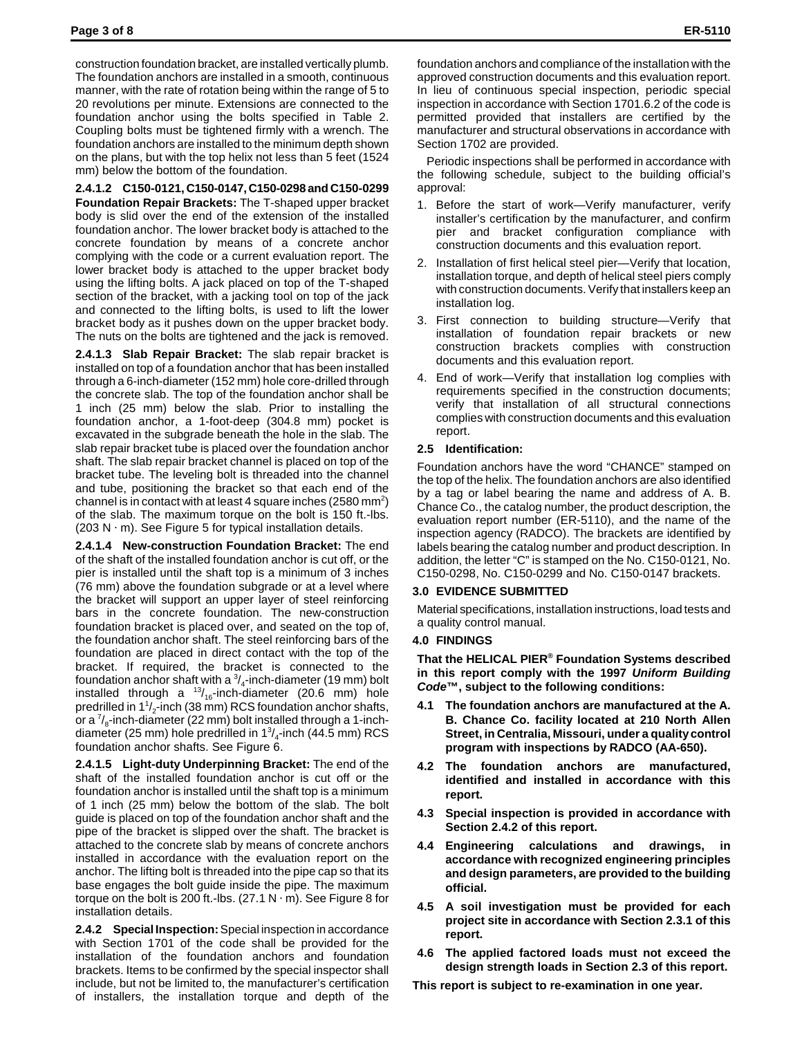construction foundation bracket, are installed vertically plumb. The foundation anchors are installed in a smooth, continuous manner, with the rate of rotation being within the range of 5 to 20 revolutions per minute. Extensions are connected to the foundation anchor using the bolts specified in Table 2. Coupling bolts must be tightened firmly with a wrench. The foundation anchors are installed to the minimum depth shown on the plans, but with the top helix not less than 5 feet (1524 mm) below the bottom of the foundation.

**2.4.1.2 C150-0121, C150-0147, C150-0298 and C150-0299 Foundation Repair Brackets:** The T-shaped upper bracket body is slid over the end of the extension of the installed foundation anchor. The lower bracket body is attached to the concrete foundation by means of a concrete anchor complying with the code or a current evaluation report. The lower bracket body is attached to the upper bracket body using the lifting bolts. A jack placed on top of the T-shaped section of the bracket, with a jacking tool on top of the jack and connected to the lifting bolts, is used to lift the lower bracket body as it pushes down on the upper bracket body. The nuts on the bolts are tightened and the jack is removed.

**2.4.1.3 Slab Repair Bracket:** The slab repair bracket is installed on top of a foundation anchor that has been installed through a 6-inch-diameter (152 mm) hole core-drilled through the concrete slab. The top of the foundation anchor shall be 1 inch (25 mm) below the slab. Prior to installing the foundation anchor, a 1-foot-deep (304.8 mm) pocket is excavated in the subgrade beneath the hole in the slab. The slab repair bracket tube is placed over the foundation anchor shaft. The slab repair bracket channel is placed on top of the bracket tube. The leveling bolt is threaded into the channel and tube, positioning the bracket so that each end of the channel is in contact with at least 4 square inches (2580 $mm^2$) of the slab. The maximum torque on the bolt is 150 ft.-lbs. (203 N · m). See Figure 5 for typical installation details.

**2.4.1.4 New-construction Foundation Bracket:** The end of the shaft of the installed foundation anchor is cut off, or the pier is installed until the shaft top is a minimum of 3 inches (76 mm) above the foundation subgrade or at a level where the bracket will support an upper layer of steel reinforcing bars in the concrete foundation. The new-construction foundation bracket is placed over, and seated on the top of, the foundation anchor shaft. The steel reinforcing bars of the foundation are placed in direct contact with the top of the bracket. If required, the bracket is connected to the foundation anchor shaft with a $^3/_4$-inch-diameter (19 mm) bolt installed through a $^{13}/_{16}$-inch-diameter (20.6 mm) hole predrilled in $1^1/_2$-inch (38 mm) RCS foundation anchor shafts, or a $^7/_8$-inch-diameter (22 mm) bolt installed through a 1-inch-diameter (25 mm) hole predrilled in $1^3/_4$-inch (44.5 mm) RCS foundation anchor shafts. See Figure 6.

**2.4.1.5 Light-duty Underpinning Bracket:** The end of the shaft of the installed foundation anchor is cut off or the foundation anchor is installed until the shaft top is a minimum of 1 inch (25 mm) below the bottom of the slab. The bolt guide is placed on top of the foundation anchor shaft and the pipe of the bracket is slipped over the shaft. The bracket is attached to the concrete slab by means of concrete anchors installed in accordance with the evaluation report on the anchor. The lifting bolt is threaded into the pipe cap so that its base engages the bolt guide inside the pipe. The maximum torque on the bolt is 200 ft.-lbs. (27.1 N · m). See Figure 8 for installation details.

**2.4.2 Special Inspection:** Special inspection in accordance with Section 1701 of the code shall be provided for the installation of the foundation anchors and foundation brackets. Items to be confirmed by the special inspector shall include, but not be limited to, the manufacturer's certification of installers, the installation torque and depth of the foundation anchors and compliance of the installation with the approved construction documents and this evaluation report. In lieu of continuous special inspection, periodic special inspection in accordance with Section 1701.6.2 of the code is permitted provided that installers are certified by the manufacturer and structural observations in accordance with Section 1702 are provided.

Periodic inspections shall be performed in accordance with the following schedule, subject to the building official's approval:

1. Before the start of work—Verify manufacturer, verify installer's certification by the manufacturer, and confirm pier and bracket configuration compliance with construction documents and this evaluation report.
2. Installation of first helical steel pier—Verify that location, installation torque, and depth of helical steel piers comply with construction documents. Verify that installers keep an installation log.
3. First connection to building structure—Verify that installation of foundation repair brackets or new construction brackets complies with construction documents and this evaluation report.
4. End of work—Verify that installation log complies with requirements specified in the construction documents; verify that installation of all structural connections complies with construction documents and this evaluation report.

### 2.5 Identification:

Foundation anchors have the word "CHANCE" stamped on the top of the helix. The foundation anchors are also identified by a tag or label bearing the name and address of A. B. Chance Co., the catalog number, the product description, the evaluation report number (ER-5110), and the name of the inspection agency (RADCO). The brackets are identified by labels bearing the catalog number and product description. In addition, the letter "C" is stamped on the No. C150-0121, No. C150-0298, No. C150-0299 and No. C150-0147 brackets.

## 3.0 EVIDENCE SUBMITTED

Material specifications, installation instructions, load tests and a quality control manual.

## 4.0 FINDINGS

**That the HELICAL PIER® Foundation Systems described in this report comply with the 1997 *Uniform Building Code*™, subject to the following conditions:**

- **4.1 The foundation anchors are manufactured at the A. B. Chance Co. facility located at 210 North Allen Street, in Centralia, Missouri, under a quality control program with inspections by RADCO (AA-650).**
- **4.2 The foundation anchors are manufactured, identified and installed in accordance with this report.**
- **4.3 Special inspection is provided in accordance with Section 2.4.2 of this report.**
- **4.4 Engineering calculations and drawings, in accordance with recognized engineering principles and design parameters, are provided to the building official.**
- **4.5 A soil investigation must be provided for each project site in accordance with Section 2.3.1 of this report.**
- **4.6 The applied factored loads must not exceed the design strength loads in Section 2.3 of this report.**

**This report is subject to re-examination in one year.**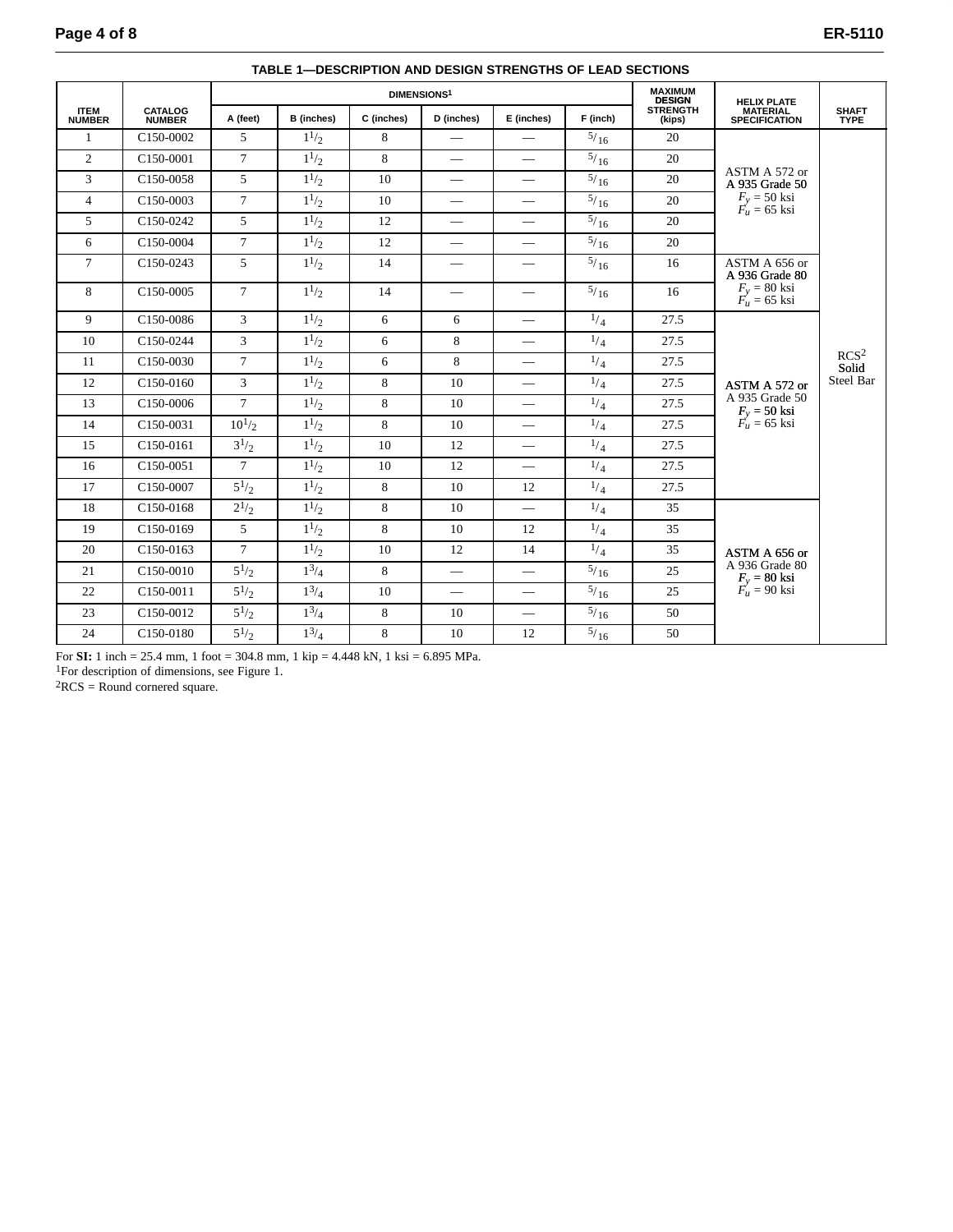**TABLE 1—DESCRIPTION AND DESIGN STRENGTHS OF LEAD SECTIONS**

| ITEM NUMBER | CATALOG NUMBER | DIMENSIONS[1] | | | | | | MAXIMUM DESIGN STRENGTH (kips) | HELIX PLATE MATERIAL SPECIFICATION | SHAFT TYPE |
|---|---|---|---|---|---|---|---|---|---|---|
| | | A (feet) | B (inches) | C (inches) | D (inches) | E (inches) | F (inch) | | | |
| 1 | C150-0002 | 5 | 1 1/2 | 8 | — | — | 5/16 | 20 | ASTM A 572 or A 935 Grade 50 $F_y$ = 50 ksi $F_u$ = 65 ksi | RCS[2] Solid Steel Bar |
| 2 | C150-0001 | 7 | 1 1/2 | 8 | — | — | 5/16 | 20 | | |
| 3 | C150-0058 | 5 | 1 1/2 | 10 | — | — | 5/16 | 20 | | |
| 4 | C150-0003 | 7 | 1 1/2 | 10 | — | — | 5/16 | 20 | | |
| 5 | C150-0242 | 5 | 1 1/2 | 12 | — | — | 5/16 | 20 | | |
| 6 | C150-0004 | 7 | 1 1/2 | 12 | — | — | 5/16 | 20 | | |
| 7 | C150-0243 | 5 | 1 1/2 | 14 | — | — | 5/16 | 16 | ASTM A 656 or A 936 Grade 80 $F_y$ = 80 ksi $F_u$ = 65 ksi | |
| 8 | C150-0005 | 7 | 1 1/2 | 14 | — | — | 5/16 | 16 | | |
| 9 | C150-0086 | 3 | 1 1/2 | 6 | 6 | — | 1/4 | 27.5 | ASTM A 572 or A 935 Grade 50 $F_y$ = 50 ksi $F_u$ = 65 ksi | |
| 10 | C150-0244 | 3 | 1 1/2 | 6 | 8 | — | 1/4 | 27.5 | | |
| 11 | C150-0030 | 7 | 1 1/2 | 6 | 8 | — | 1/4 | 27.5 | | |
| 12 | C150-0160 | 3 | 1 1/2 | 8 | 10 | — | 1/4 | 27.5 | | |
| 13 | C150-0006 | 7 | 1 1/2 | 8 | 10 | — | 1/4 | 27.5 | | |
| 14 | C150-0031 | 10 1/2 | 1 1/2 | 8 | 10 | — | 1/4 | 27.5 | | |
| 15 | C150-0161 | 3 1/2 | 1 1/2 | 10 | 12 | — | 1/4 | 27.5 | | |
| 16 | C150-0051 | 7 | 1 1/2 | 10 | 12 | — | 1/4 | 27.5 | | |
| 17 | C150-0007 | 5 1/2 | 1 1/2 | 8 | 10 | 12 | 1/4 | 27.5 | | |
| 18 | C150-0168 | 2 1/2 | 1 1/2 | 8 | 10 | — | 1/4 | 35 | ASTM A 656 or A 936 Grade 80 $F_y$ = 80 ksi $F_u$ = 90 ksi | |
| 19 | C150-0169 | 5 | 1 1/2 | 8 | 10 | 12 | 1/4 | 35 | | |
| 20 | C150-0163 | 7 | 1 1/2 | 10 | 12 | 14 | 1/4 | 35 | | |
| 21 | C150-0010 | 5 1/2 | 1 3/4 | 8 | — | — | 5/16 | 25 | | |
| 22 | C150-0011 | 5 1/2 | 1 3/4 | 10 | — | — | 5/16 | 25 | | |
| 23 | C150-0012 | 5 1/2 | 1 3/4 | 8 | 10 | — | 5/16 | 50 | | |
| 24 | C150-0180 | 5 1/2 | 1 3/4 | 8 | 10 | 12 | 5/16 | 50 | | |

For **SI:** 1 inch = 25.4 mm, 1 foot = 304.8 mm, 1 kip = 4.448 kN, 1 ksi = 6.895 MPa.
[1]For description of dimensions, see Figure 1.
[2]RCS = Round cornered square.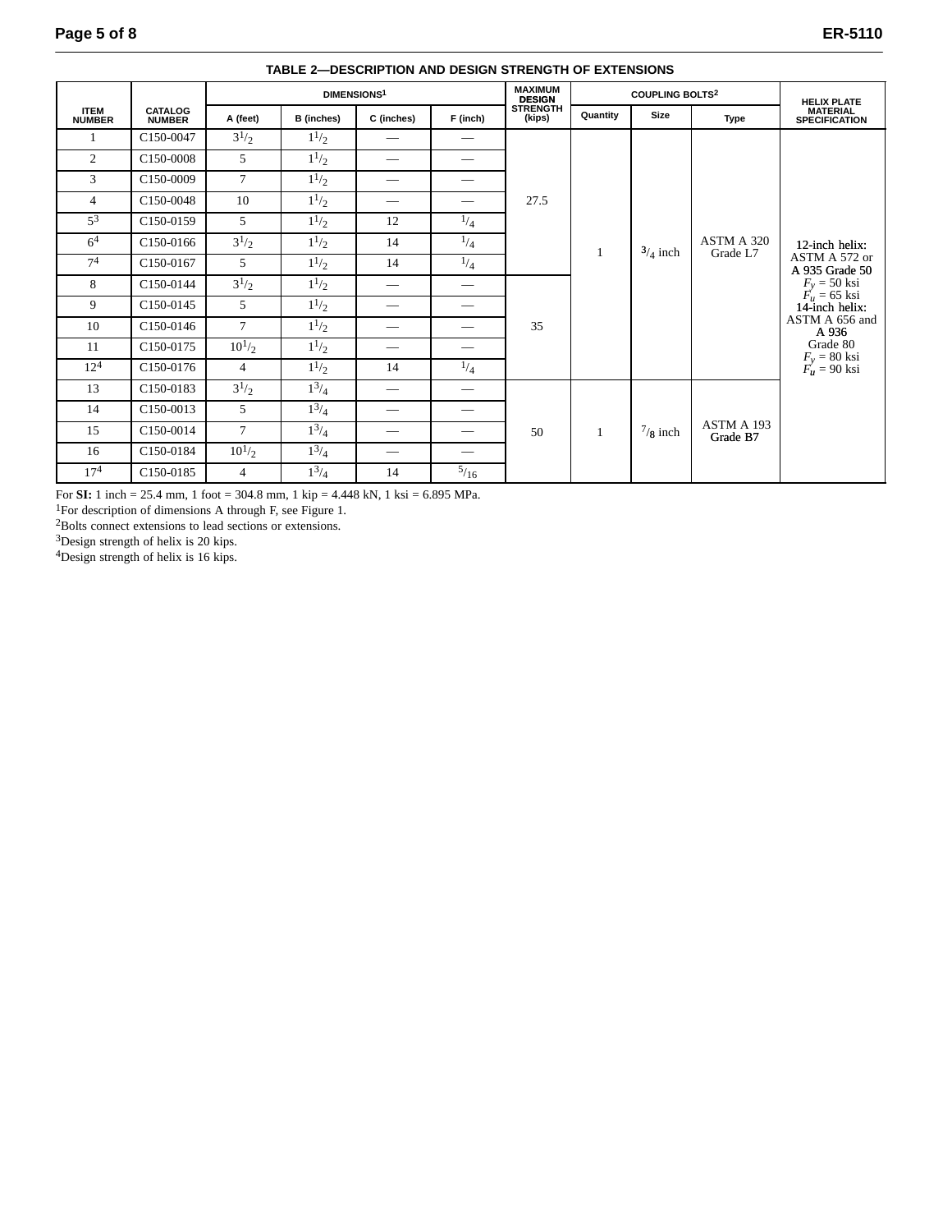**TABLE 2—DESCRIPTION AND DESIGN STRENGTH OF EXTENSIONS**

| ITEM NUMBER | CATALOG NUMBER | DIMENSIONS[1] | | | | MAXIMUM DESIGN STRENGTH (kips) | COUPLING BOLTS[2] | | | HELIX PLATE MATERIAL SPECIFICATION |
|---|---|---|---|---|---|---|---|---|---|---|
| | | A (feet) | B (inches) | C (inches) | F (inch) | | Quantity | Size | Type | |
| 1 | C150-0047 | 3 1/2 | 1 1/2 | — | — | 27.5 | 1 | 3/4 inch | ASTM A 320 Grade L7 | 12-inch helix: ASTM A 572 or A 935 Grade 50 $F_y$ = 50 ksi $F_u$ = 65 ksi 14-inch helix: ASTM A 656 and A 936 Grade 80 $F_y$ = 80 ksi $F_u$ = 90 ksi |
| 2 | C150-0008 | 5 | 1 1/2 | — | — | 27.5 | 1 | 3/4 inch | ASTM A 320 Grade L7 | |
| 3 | C150-0009 | 7 | 1 1/2 | — | — | 27.5 | 1 | 3/4 inch | ASTM A 320 Grade L7 | |
| 4 | C150-0048 | 10 | 1 1/2 | — | — | 27.5 | 1 | 3/4 inch | ASTM A 320 Grade L7 | |
| 5[3] | C150-0159 | 5 | 1 1/2 | 12 | 1/4 | 27.5 | 1 | 3/4 inch | ASTM A 320 Grade L7 | |
| 6[4] | C150-0166 | 3 1/2 | 1 1/2 | 14 | 1/4 | 27.5 | 1 | 3/4 inch | ASTM A 320 Grade L7 | |
| 7[4] | C150-0167 | 5 | 1 1/2 | 14 | 1/4 | 27.5 | 1 | 3/4 inch | ASTM A 320 Grade L7 | |
| 8 | C150-0144 | 3 1/2 | 1 1/2 | — | — | 35 | 1 | 3/4 inch | ASTM A 320 Grade L7 | |
| 9 | C150-0145 | 5 | 1 1/2 | — | — | 35 | 1 | 3/4 inch | ASTM A 320 Grade L7 | |
| 10 | C150-0146 | 7 | 1 1/2 | — | — | 35 | 1 | 3/4 inch | ASTM A 320 Grade L7 | |
| 11 | C150-0175 | 10 1/2 | 1 1/2 | — | — | 35 | 1 | 3/4 inch | ASTM A 320 Grade L7 | |
| 12[4] | C150-0176 | 4 | 1 1/2 | 14 | 1/4 | 35 | 1 | 3/4 inch | ASTM A 320 Grade L7 | |
| 13 | C150-0183 | 3 1/2 | 1 3/4 | — | — | 50 | 1 | 7/8 inch | ASTM A 193 Grade B7 | |
| 14 | C150-0013 | 5 | 1 3/4 | — | — | 50 | 1 | 7/8 inch | ASTM A 193 Grade B7 | |
| 15 | C150-0014 | 7 | 1 3/4 | — | — | 50 | 1 | 7/8 inch | ASTM A 193 Grade B7 | |
| 16 | C150-0184 | 10 1/2 | 1 3/4 | — | — | 50 | 1 | 7/8 inch | ASTM A 193 Grade B7 | |
| 17[4] | C150-0185 | 4 | 1 3/4 | 14 | 5/16 | 50 | 1 | 7/8 inch | ASTM A 193 Grade B7 | |

For **SI:** 1 inch = 25.4 mm, 1 foot = 304.8 mm, 1 kip = 4.448 kN, 1 ksi = 6.895 MPa.

[1]For description of dimensions A through F, see Figure 1.

[2]Bolts connect extensions to lead sections or extensions.

[3]Design strength of helix is 20 kips.

[4]Design strength of helix is 16 kips.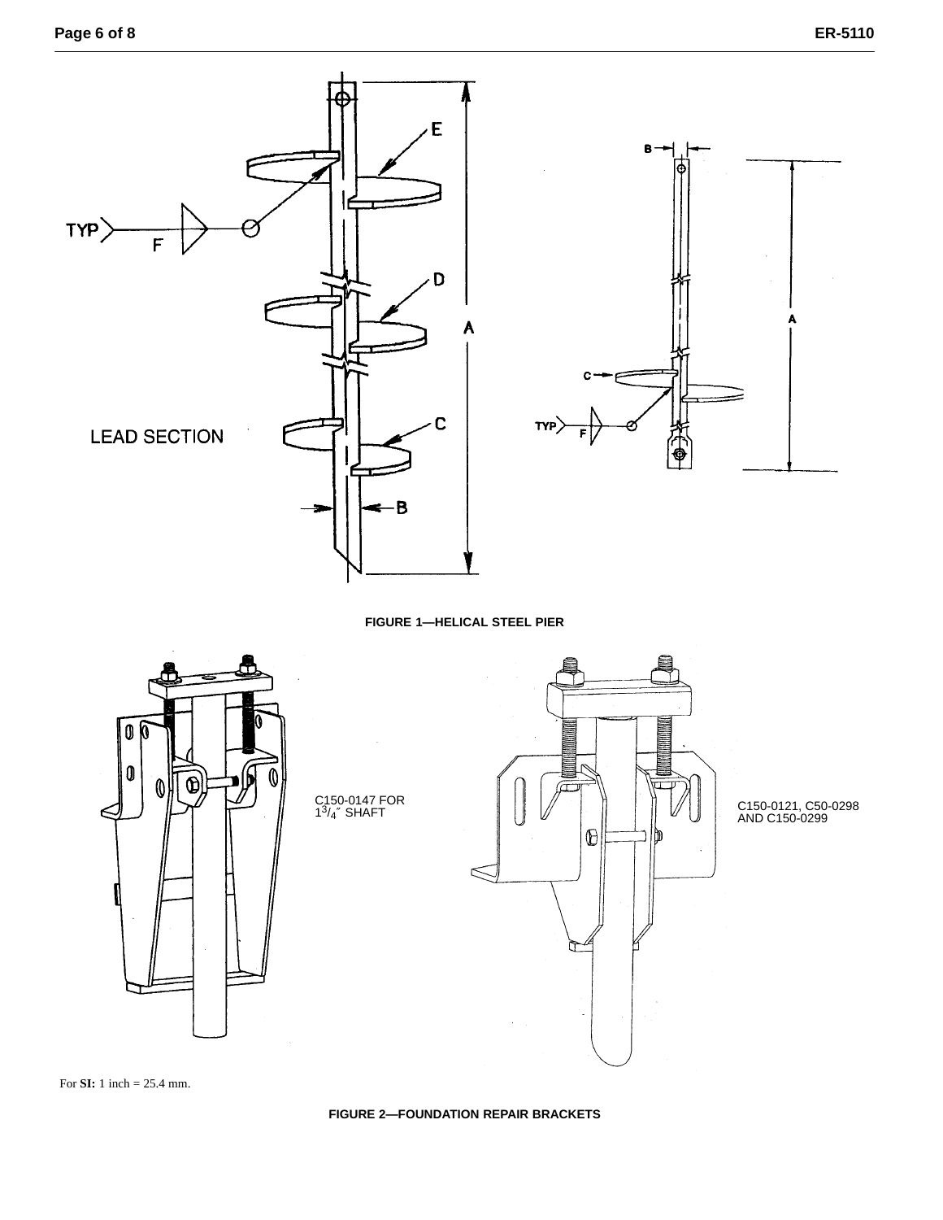LEAD SECTION

TYP F

A B C D E

FIGURE 1—HELICAL STEEL PIER

C150-0147 FOR $1^{3}/_{4}''$ SHAFT

C150-0121, C50-0298 AND C150-0299

For **SI:** 1 inch = 25.4 mm.

FIGURE 2—FOUNDATION REPAIR BRACKETS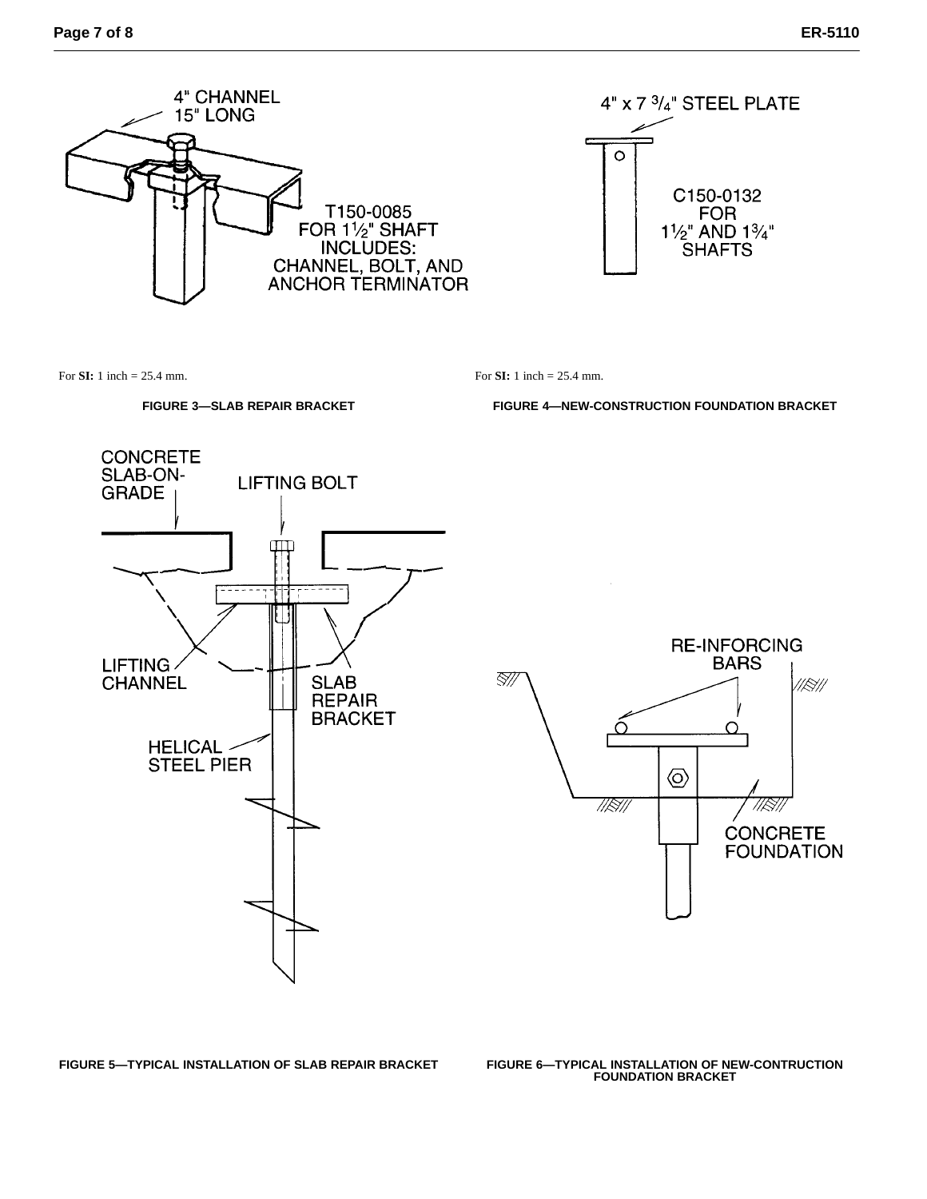4" CHANNEL 15" LONG

T150-0085 FOR 1½" SHAFT INCLUDES: CHANNEL, BOLT, AND ANCHOR TERMINATOR

For **SI:** 1 inch = 25.4 mm.

**FIGURE 3—SLAB REPAIR BRACKET**

4" x 7 ¾" STEEL PLATE

C150-0132 FOR 1½" AND 1¾" SHAFTS

For **SI:** 1 inch = 25.4 mm.

**FIGURE 4—NEW-CONSTRUCTION FOUNDATION BRACKET**

CONCRETE SLAB-ON-GRADE

LIFTING BOLT

LIFTING CHANNEL

SLAB REPAIR BRACKET

HELICAL STEEL PIER

**FIGURE 5—TYPICAL INSTALLATION OF SLAB REPAIR BRACKET**

RE-INFORCING BARS

CONCRETE FOUNDATION

**FIGURE 6—TYPICAL INSTALLATION OF NEW-CONTRUCTION FOUNDATION BRACKET**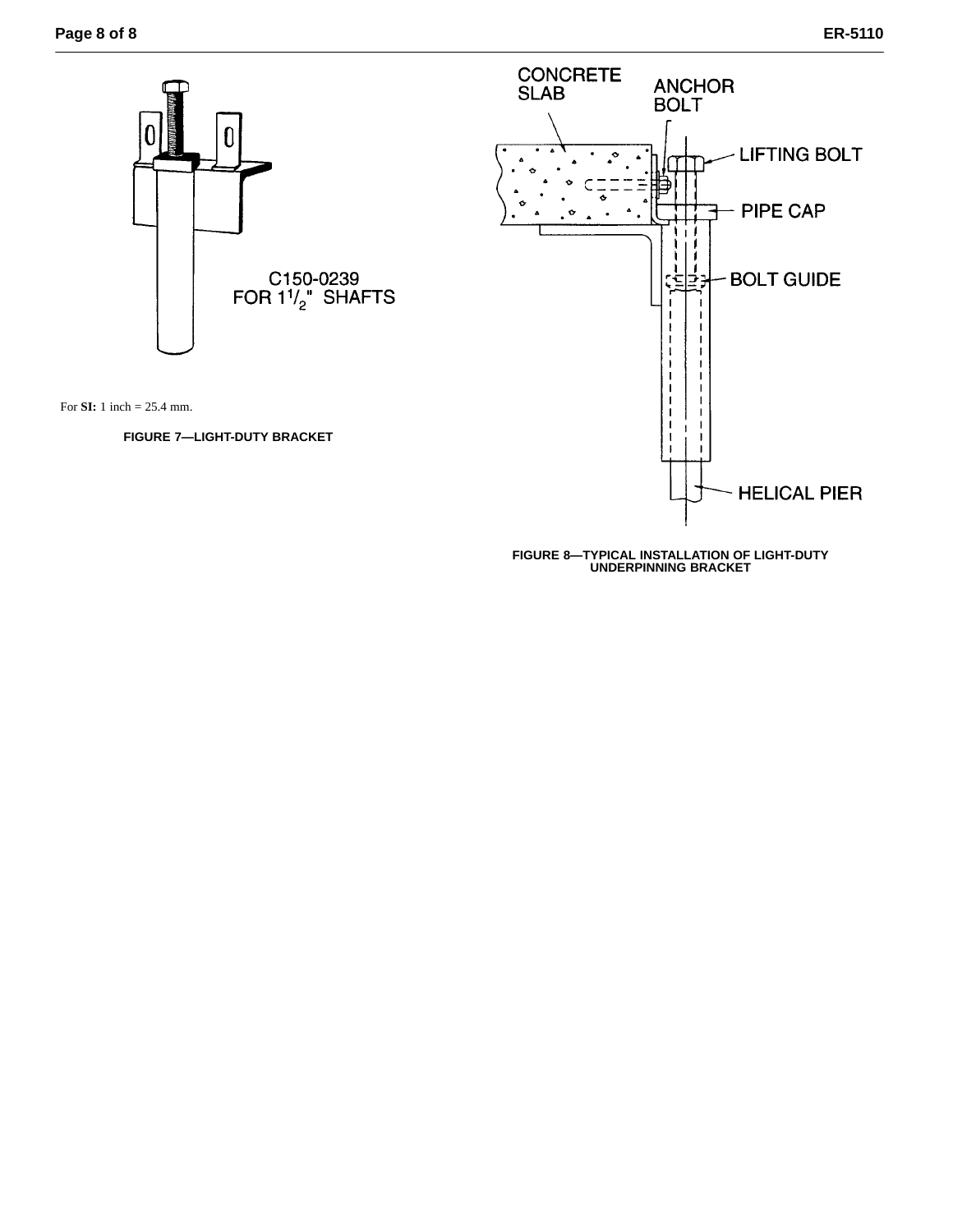C150-0239
FOR $1^1/_2$" SHAFTS

For **SI:** 1 inch = 25.4 mm.

**FIGURE 7—LIGHT-DUTY BRACKET**

CONCRETE
SLAB

ANCHOR
BOLT

LIFTING BOLT

PIPE CAP

BOLT GUIDE

HELICAL PIER

**FIGURE 8—TYPICAL INSTALLATION OF LIGHT-DUTY UNDERPINNING BRACKET**